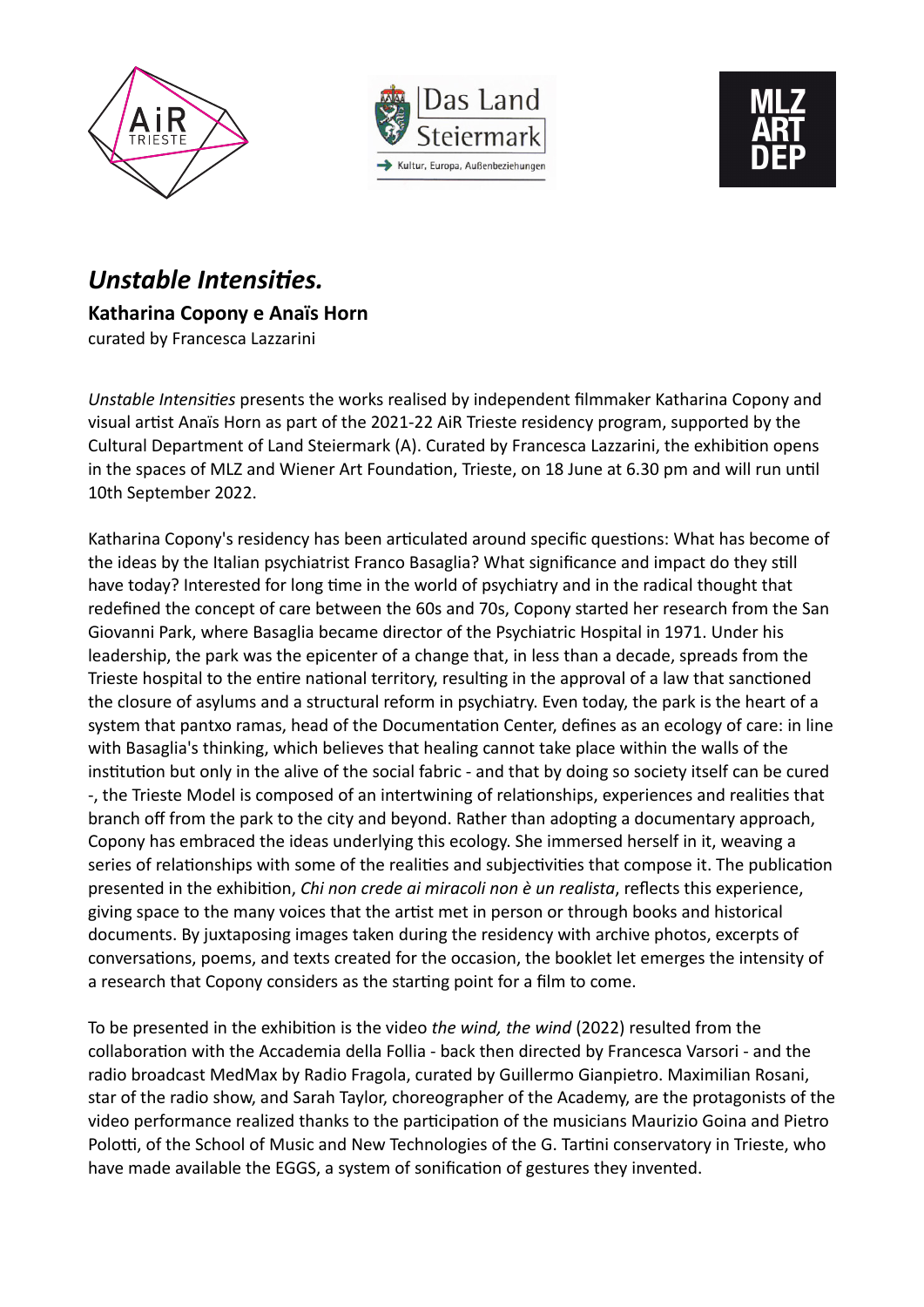# *Unstable Intensities.*

**Katharina Copony e Anaïs Horn**

curated by Francesca Lazzarini

*Unstable Intensities* presents the works realised by independent filmmaker Katharina Copony and visual artist Anaïs Horn as part of the 2021-22 AiR Trieste residency program, supported by the Cultural Department of Land Steiermark (A). Curated by Francesca Lazzarini, the exhibition opens in the spaces of MLZ and Wiener Art Foundation, Trieste, on 18 June at 6.30 pm and will run until 10th September 2022.

Katharina Copony's residency has been articulated around specific questions: What has become of the ideas by the Italian psychiatrist Franco Basaglia? What significance and impact do they still have today? Interested for long time in the world of psychiatry and in the radical thought that redefined the concept of care between the 60s and 70s, Copony started her research from the San Giovanni Park, where Basaglia became director of the Psychiatric Hospital in 1971. Under his leadership, the park was the epicenter of a change that, in less than a decade, spreads from the Trieste hospital to the entire national territory, resulting in the approval of a law that sanctioned the closure of asylums and a structural reform in psychiatry. Even today, the park is the heart of a system that pantxo ramas, head of the Documentation Center, defines as an ecology of care: in line with Basaglia's thinking, which believes that healing cannot take place within the walls of the institution but only in the alive of the social fabric - and that by doing so society itself can be cured -, the Trieste Model is composed of an intertwining of relationships, experiences and realities that branch off from the park to the city and beyond. Rather than adopting a documentary approach, Copony has embraced the ideas underlying this ecology. She immersed herself in it, weaving a series of relationships with some of the realities and subjectivities that compose it. The publication presented in the exhibition, *Chi non crede ai miracoli non è un realista*, reflects this experience, giving space to the many voices that the artist met in person or through books and historical documents. By juxtaposing images taken during the residency with archive photos, excerpts of conversations, poems, and texts created for the occasion, the booklet let emerges the intensity of a research that Copony considers as the starting point for a film to come.

To be presented in the exhibition is the video *the wind, the wind* (2022) resulted from the collaboration with the Accademia della Follia - back then directed by Francesca Varsori - and the radio broadcast MedMax by Radio Fragola, curated by Guillermo Gianpietro. Maximilian Rosani, star of the radio show, and Sarah Taylor, choreographer of the Academy, are the protagonists of the video performance realized thanks to the participation of the musicians Maurizio Goina and Pietro Polotti, of the School of Music and New Technologies of the G. Tartini conservatory in Trieste, who have made available the EGGS, a system of sonification of gestures they invented.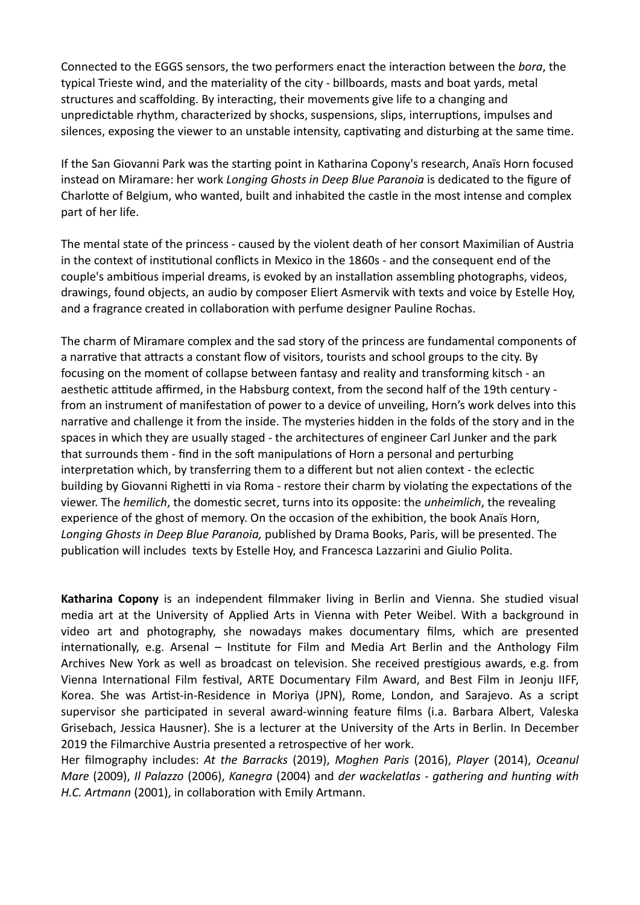Connected to the EGGS sensors, the two performers enact the interaction between the *bora*, the typical Trieste wind, and the materiality of the city - billboards, masts and boat yards, metal structures and scaffolding. By interacting, their movements give life to a changing and unpredictable rhythm, characterized by shocks, suspensions, slips, interruptions, impulses and silences, exposing the viewer to an unstable intensity, captivating and disturbing at the same time.

If the San Giovanni Park was the starting point in Katharina Copony's research, Anaïs Horn focused instead on Miramare: her work *Longing Ghosts in Deep Blue Paranoia* is dedicated to the figure of Charlotte of Belgium, who wanted, built and inhabited the castle in the most intense and complex part of her life.

The mental state of the princess - caused by the violent death of her consort Maximilian of Austria in the context of institutional conflicts in Mexico in the 1860s - and the consequent end of the couple's ambitious imperial dreams, is evoked by an installation assembling photographs, videos, drawings, found objects, an audio by composer Eliert Asmervik with texts and voice by Estelle Hoy, and a fragrance created in collaboration with perfume designer Pauline Rochas.

The charm of Miramare complex and the sad story of the princess are fundamental components of a narrative that attracts a constant flow of visitors, tourists and school groups to the city. By focusing on the moment of collapse between fantasy and reality and transforming kitsch - an aesthetic attitude affirmed, in the Habsburg context, from the second half of the 19th century - from an instrument of manifestation of power to a device of unveiling, Horn's work delves into this narrative and challenge it from the inside. The mysteries hidden in the folds of the story and in the spaces in which they are usually staged - the architectures of engineer Carl Junker and the park that surrounds them - find in the soft manipulations of Horn a personal and perturbing interpretation which, by transferring them to a different but not alien context - the eclectic building by Giovanni Righetti in via Roma - restore their charm by violating the expectations of the viewer. The *hemilich*, the domestic secret, turns into its opposite: the *unheimlich*, the revealing experience of the ghost of memory. On the occasion of the exhibition, the book Anaïs Horn, *Longing Ghosts in Deep Blue Paranoia,* published by Drama Books, Paris, will be presented. The publication will includes texts by Estelle Hoy, and Francesca Lazzarini and Giulio Polita.

**Katharina Copony** is an independent filmmaker living in Berlin and Vienna. She studied visual media art at the University of Applied Arts in Vienna with Peter Weibel. With a background in video art and photography, she nowadays makes documentary films, which are presented internationally, e.g. Arsenal – Institute for Film and Media Art Berlin and the Anthology Film Archives New York as well as broadcast on television. She received prestigious awards, e.g. from Vienna International Film festival, ARTE Documentary Film Award, and Best Film in Jeonju IIFF, Korea. She was Artist-in-Residence in Moriya (JPN), Rome, London, and Sarajevo. As a script supervisor she participated in several award-winning feature films (i.a. Barbara Albert, Valeska Grisebach, Jessica Hausner). She is a lecturer at the University of the Arts in Berlin. In December 2019 the Filmarchive Austria presented a retrospective of her work.
Her filmography includes: *At the Barracks* (2019), *Moghen Paris* (2016), *Player* (2014), *Oceanul Mare* (2009), *Il Palazzo* (2006), *Kanegra* (2004) and *der wackelatlas - gathering and hunting with H.C. Artmann* (2001), in collaboration with Emily Artmann.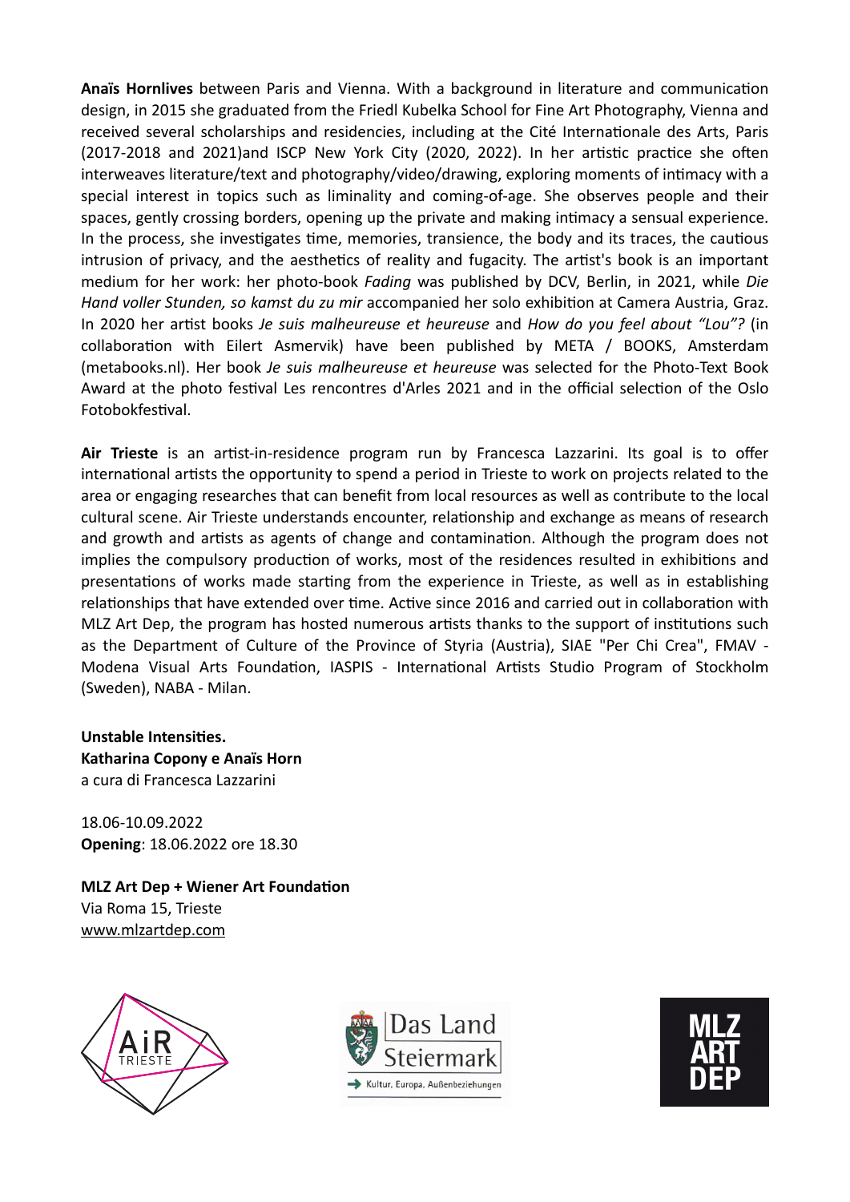**Anaïs Horn**lives between Paris and Vienna. With a background in literature and communication design, in 2015 she graduated from the Friedl Kubelka School for Fine Art Photography, Vienna and received several scholarships and residencies, including at the Cité Internationale des Arts, Paris (2017-2018 and 2021)and ISCP New York City (2020, 2022). In her artistic practice she often interweaves literature/text and photography/video/drawing, exploring moments of intimacy with a special interest in topics such as liminality and coming-of-age. She observes people and their spaces, gently crossing borders, opening up the private and making intimacy a sensual experience. In the process, she investigates time, memories, transience, the body and its traces, the cautious intrusion of privacy, and the aesthetics of reality and fugacity. The artist's book is an important medium for her work: her photo-book *Fading* was published by DCV, Berlin, in 2021, while *Die Hand voller Stunden, so kamst du zu mir* accompanied her solo exhibition at Camera Austria, Graz. In 2020 her artist books *Je suis malheureuse et heureuse* and *How do you feel about "Lou"?* (in collaboration with Eilert Asmervik) have been published by META / BOOKS, Amsterdam (metabooks.nl). Her book *Je suis malheureuse et heureuse* was selected for the Photo-Text Book Award at the photo festival Les rencontres d'Arles 2021 and in the official selection of the Oslo Fotobokfestival.

**Air Trieste** is an artist-in-residence program run by Francesca Lazzarini. Its goal is to offer international artists the opportunity to spend a period in Trieste to work on projects related to the area or engaging researches that can benefit from local resources as well as contribute to the local cultural scene. Air Trieste understands encounter, relationship and exchange as means of research and growth and artists as agents of change and contamination. Although the program does not implies the compulsory production of works, most of the residences resulted in exhibitions and presentations of works made starting from the experience in Trieste, as well as in establishing relationships that have extended over time. Active since 2016 and carried out in collaboration with MLZ Art Dep, the program has hosted numerous artists thanks to the support of institutions such as the Department of Culture of the Province of Styria (Austria), SIAE "Per Chi Crea", FMAV - Modena Visual Arts Foundation, IASPIS - International Artists Studio Program of Stockholm (Sweden), NABA - Milan.

**Unstable Intensities.**
**Katharina Copony e Anaïs Horn**
a cura di Francesca Lazzarini

18.06-10.09.2022
**Opening**: 18.06.2022 ore 18.30

**MLZ Art Dep + Wiener Art Foundation**
Via Roma 15, Trieste
www.mlzartdep.com

AiR TRIESTE

Das Land Steiermark
Kultur, Europa, Außenbeziehungen

MLZ ART DEP